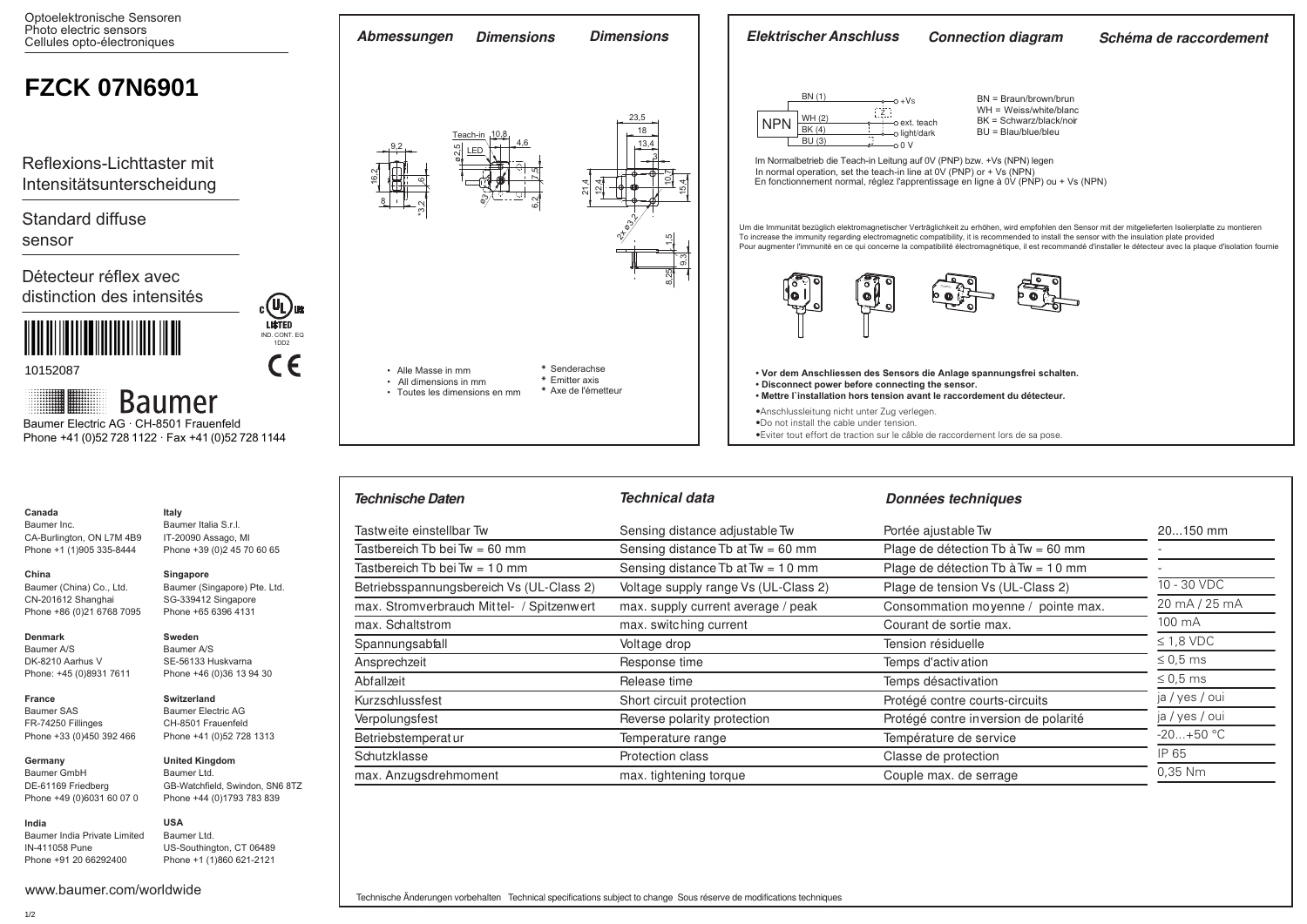Optoelektronische Sensoren
Photo electric sensors
Cellules opto-électroniques

# FZCK 07N6901

Reflexions-Lichttaster mit Intensitätsunterscheidung

Standard diffuse sensor

Détecteur réflex avec distinction des intensités

10152087

Baumer

Baumer Electric AG · CH-8501 Frauenfeld
Phone +41 (0)52 728 1122 · Fax +41 (0)52 728 1144

## Abmessungen / Dimensions / Dimensions

- Alle Masse in mm
- All dimensions in mm
- Toutes les dimensions en mm

\* Senderachse
\* Emitter axis
\* Axe de l'émetteur

## Elektrischer Anschluss / Connection diagram / Schéma de raccordement

NPN: BN (1) +Vs; WH (2) ext. teach; BK (4) light/dark; BU (3) 0 V

BN = Braun/brown/brun
WH = Weiss/white/blanc
BK = Schwarz/black/noir
BU = Blau/blue/bleu

Im Normalbetrieb die Teach-in Leitung auf 0V (PNP) bzw. +Vs (NPN) legen
In normal operation, set the teach-in line at 0V (PNP) or + Vs (NPN)
En fonctionnement normal, réglez l'apprentissage en ligne à 0V (PNP) ou + Vs (NPN)

Um die Immunität bezüglich elektromagnetischer Verträglichkeit zu erhöhen, wird empfohlen den Sensor mit der mitgelieferten Isolierplatte zu montieren
To increase the immunity regarding electromagnetic compatibility, it is recommended to install the sensor with the insulation plate provided
Pour augmenter l'immunité en ce qui concerne la compatibilité électromagnétique, il est recommandé d'installer le détecteur avec la plaque d'isolation fournie

- **Vor dem Anschliessen des Sensors die Anlage spannungsfrei schalten.**
- **Disconnect power before connecting the sensor.**
- **Mettre l'installation hors tension avant le raccordement du détecteur.**

- Anschlussleitung nicht unter Zug verlegen.
- Do not install the cable under tension.
- Eviter tout effort de traction sur le câble de raccordement lors de sa pose.

## Technische Daten / Technical data / Données techniques

| Technische Daten | Technical data | Données techniques | |
|---|---|---|---|
| Tastweite einstellbar Tw | Sensing distance adjustable Tw | Portée ajustable Tw | 20...150 mm |
| Tastbereich Tb bei Tw = 60 mm | Sensing distance Tb at Tw = 60 mm | Plage de détection Tb à Tw = 60 mm | - |
| Tastbereich Tb bei Tw = 10 mm | Sensing distance Tb at Tw = 10 mm | Plage de détection Tb à Tw = 10 mm | - |
| Betriebsspannungsbereich Vs (UL-Class 2) | Voltage supply range Vs (UL-Class 2) | Plage de tension Vs (UL-Class 2) | 10 - 30 VDC |
| max. Stromverbrauch Mittel- / Spitzenwert | max. supply current average / peak | Consommation moyenne / pointe max. | 20 mA / 25 mA |
| max. Schaltstrom | max. switching current | Courant de sortie max. | 100 mA |
| Spannungsabfall | Voltage drop | Tension résiduelle | ≤ 1,8 VDC |
| Ansprechzeit | Response time | Temps d'activation | ≤ 0,5 ms |
| Abfallzeit | Release time | Temps désactivation | ≤ 0,5 ms |
| Kurzschlussfest | Short circuit protection | Protégé contre courts-circuits | ja / yes / oui |
| Verpolungsfest | Reverse polarity protection | Protégé contre inversion de polarité | ja / yes / oui |
| Betriebstemperatur | Temperature range | Température de service | -20...+50 °C |
| Schutzklasse | Protection class | Classe de protection | IP 65 |
| max. Anzugsdrehmoment | max. tightening torque | Couple max. de serrage | 0,35 Nm |

Technische Änderungen vorbehalten   Technical specifications subject to change   Sous réserve de modifications techniques

**Canada**
Baumer Inc.
CA-Burlington, ON L7M 4B9
Phone +1 (1)905 335-8444

**China**
Baumer (China) Co., Ltd.
CN-201612 Shanghai
Phone +86 (0)21 6768 7095

**Denmark**
Baumer A/S
DK-8210 Aarhus V
Phone: +45 (0)8931 7611

**France**
Baumer SAS
FR-74250 Fillinges
Phone +33 (0)450 392 466

**Germany**
Baumer GmbH
DE-61169 Friedberg
Phone +49 (0)6031 60 07 0

**India**
Baumer India Private Limited
IN-411058 Pune
Phone +91 20 66292400

**Italy**
Baumer Italia S.r.l.
IT-20090 Assago, MI
Phone +39 (0)2 45 70 60 65

**Singapore**
Baumer (Singapore) Pte. Ltd.
SG-339412 Singapore
Phone +65 6396 4131

**Sweden**
Baumer A/S
SE-56133 Huskvarna
Phone +46 (0)36 13 94 30

**Switzerland**
Baumer Electric AG
CH-8501 Frauenfeld
Phone +41 (0)52 728 1313

**United Kingdom**
Baumer Ltd.
GB-Watchfield, Swindon, SN6 8TZ
Phone +44 (0)1793 783 839

**USA**
Baumer Ltd.
US-Southington, CT 06489
Phone +1 (1)860 621-2121

www.baumer.com/worldwide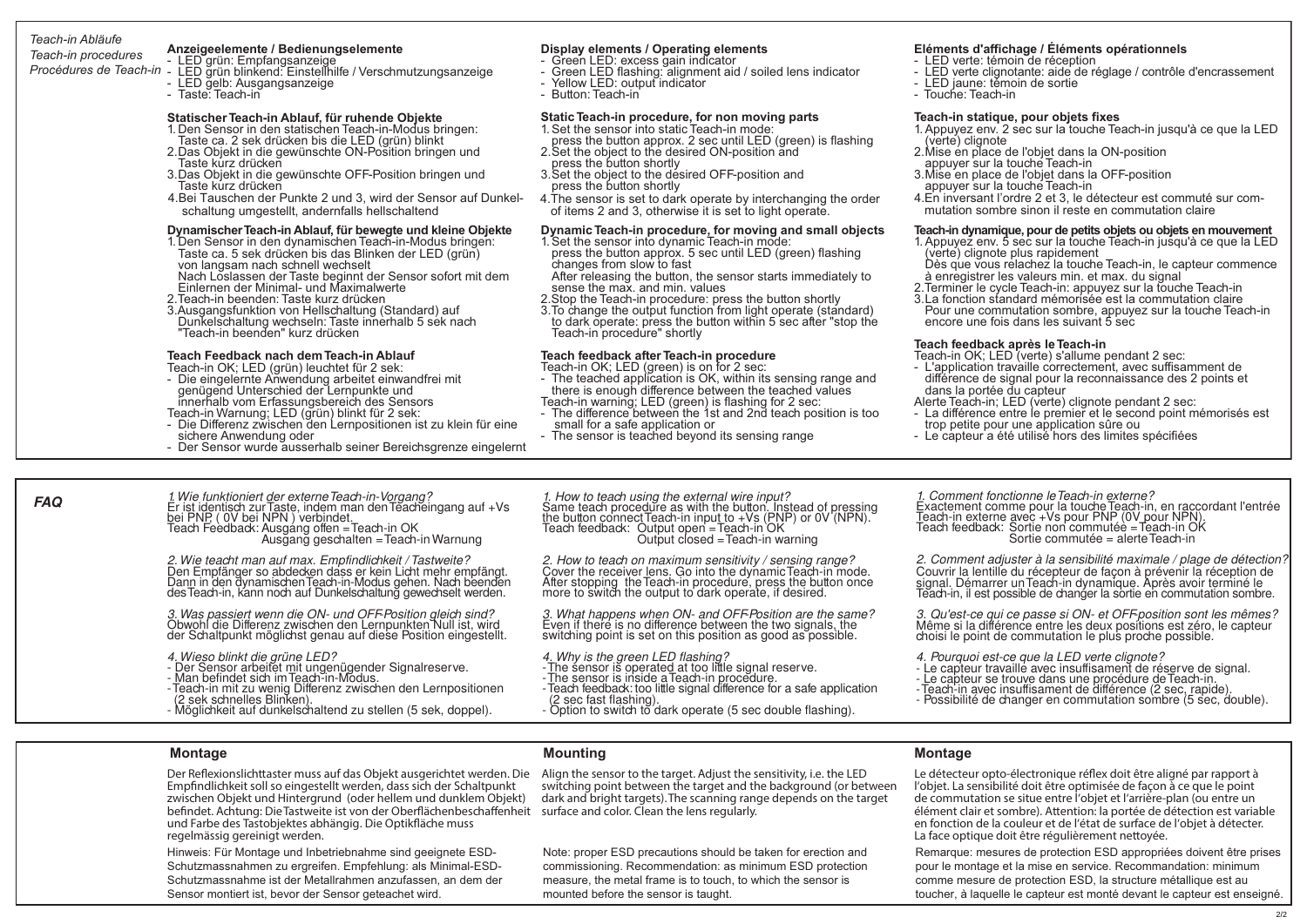*Teach-in Abläufe*
*Teach-in procedures*
*Procédures de Teach-in*

### Anzeigeelemente / Bedienungselemente

- LED grün: Empfangsanzeige
- LED grün blinkend: Einstellhilfe / Verschmutzungsanzeige
- LED gelb: Ausgangsanzeige
- Taste: Teach-in

### Statischer Teach-in Ablauf, für ruhende Objekte

1. Den Sensor in den statischen Teach-in-Modus bringen: Taste ca. 2 sek drücken bis die LED (grün) blinkt
2. Das Objekt in die gewünschte ON-Position bringen und Taste kurz drücken
3. Das Objekt in die gewünschte OFF-Position bringen und Taste kurz drücken
4. Bei Tauschen der Punkte 2 und 3, wird der Sensor auf Dunkelschaltung umgestellt, andernfalls hellschaltend

### Dynamischer Teach-in Ablauf, für bewegte und kleine Objekte

1. Den Sensor in den dynamischen Teach-in-Modus bringen: Taste ca. 5 sek drücken bis das Blinken der LED (grün) von langsam nach schnell wechselt
   Nach Loslassen der Taste beginnt der Sensor sofort mit dem Einlernen der Minimal- und Maximalwerte
2. Teach-in beenden: Taste kurz drücken
3. Ausgangsfunktion von Hellschaltung (Standard) auf Dunkelschaltung wechseln: Taste innerhalb 5 sek nach "Teach-in beenden" kurz drücken

### Teach Feedback nach dem Teach-in Ablauf

Teach-in OK; LED (grün) leuchtet für 2 sek:
- Die eingelernte Anwendung arbeitet einwandfrei mit genügend Unterschied der Lernpunkte und innerhalb vom Erfassungsbereich des Sensors

Teach-in Warnung; LED (grün) blinkt für 2 sek:
- Die Differenz zwischen den Lernpositionen ist zu klein für eine sichere Anwendung oder
- Der Sensor wurde ausserhalb seiner Bereichsgrenze eingelernt

### Display elements / Operating elements

- Green LED: excess gain indicator
- Green LED flashing: alignment aid / soiled lens indicator
- Yellow LED: output indicator
- Button: Teach-in

### Static Teach-in procedure, for non moving parts

1. Set the sensor into static Teach-in mode: press the button approx. 2 sec until LED (green) is flashing
2. Set the object to the desired ON-position and press the button shortly
3. Set the object to the desired OFF-position and press the button shortly
4. The sensor is set to dark operate by interchanging the order of items 2 and 3, otherwise it is set to light operate.

### Dynamic Teach-in procedure, for moving and small objects

1. Set the sensor into dynamic Teach-in mode: press the button approx. 5 sec until LED (green) flashing changes from slow to fast
   After releasing the button, the sensor starts immediately to sense the max. and min. values
2. Stop the Teach-in procedure: press the button shortly
3. To change the output function from light operate (standard) to dark operate: press the button within 5 sec after "stop the Teach-in procedure" shortly

### Teach feedback after Teach-in procedure

Teach-in OK; LED (green) is on for 2 sec:
- The teached application is OK, within its sensing range and there is enough difference between the teached values

Teach-in warning; LED (green) is flashing for 2 sec:
- The difference between the 1st and 2nd teach position is too small for a safe application or
- The sensor is teached beyond its sensing range

### Eléments d'affichage / Éléments opérationnels

- LED verte: témoin de réception
- LED verte clignotante: aide de réglage / contrôle d'encrassement
- LED jaune: témoin de sortie
- Touche: Teach-in

### Teach-in statique, pour objets fixes

1. Appuyez env. 2 sec sur la touche Teach-in jusqu'à ce que la LED (verte) clignote
2. Mise en place de l'objet dans la ON-position appuyer sur la touche Teach-in
3. Mise en place de l'objet dans la OFF-position appuyer sur la touche Teach-in
4. En inversant l'ordre 2 et 3, le détecteur est commuté sur commutation sombre sinon il reste en commutation claire

### Teach-in dynamique, pour de petits objets ou objets en mouvement

1. Appuyez env. 5 sec sur la touche Teach-in jusqu'à ce que la LED (verte) clignote plus rapidement
   Dès que vous relachez la touche Teach-in, le capteur commence à enregistrer les valeurs min. et max. du signal
2. Terminer le cycle Teach-in: appuyez sur la touche Teach-in
3. La fonction standard mémorisée est la commutation claire
   Pour une commutation sombre, appuyez sur la touche Teach-in encore une fois dans les suivant 5 sec

### Teach feedback après le Teach-in

Teach-in OK; LED (verte) s'allume pendant 2 sec:
- L'application travaille correctement, avec suffisamment de différence de signal pour la reconnaissance des 2 points et dans la portée du capteur

Alerte Teach-in; LED (verte) clignote pendant 2 sec:
- La différence entre le premier et le second point mémorisés est trop petite pour une application sûre ou
- Le capteur a été utilisé hors des limites spécifiées

## FAQ

*1. Wie funktioniert der externe Teach-in-Vorgang?*
Er ist identisch zur Taste, indem man den Teacheingang auf +Vs bei PNP ( 0V bei NPN ) verbindet.
Teach Feedback: Ausgang offen = Teach-in OK
Ausgang geschalten = Teach-in Warnung

*2. Wie teacht man auf max. Empfindlichkeit / Tastweite?*
Den Empfänger so abdecken dass er kein Licht mehr empfängt. Dann in den dynamischen Teach-in-Modus gehen. Nach beenden des Teach-in, kann noch auf Dunkelschaltung gewechselt werden.

*3. Was passiert wenn die ON- und OFF-Position gleich sind?*
Obwohl die Differenz zwischen den Lernpunkten Null ist, wird der Schaltpunkt möglichst genau auf diese Position eingestellt.

*4. Wieso blinkt die grüne LED?*
- Der Sensor arbeitet mit ungenügender Signalreserve.
- Man befindet sich im Teach-in-Modus.
- Teach-in mit zu wenig Differenz zwischen den Lernpositionen (2 sek schnelles Blinken).
- Möglichkeit auf dunkelschaltend zu stellen (5 sek, doppel).

*1. How to teach using the external wire input?*
Same teach procedure as with the button. Instead of pressing the button connect Teach-in input to +Vs (PNP) or 0V (NPN).
Teach feedback: Output open = Teach-in OK
Output closed = Teach-in warning

*2. How to teach on maximum sensitivity / sensing range?*
Cover the receiver lens. Go into the dynamic Teach-in mode. After stopping the Teach-in procedure, press the button once more to switch the output to dark operate, if desired.

*3. What happens when ON- and OFF-Position are the same?*
Even if there is no difference between the two signals, the switching point is set on this position as good as possible.

*4. Why is the green LED flashing?*
- The sensor is operated at too little signal reserve.
- The sensor is inside a Teach-in procedure.
- Teach feedback: too little signal difference for a safe application (2 sec fast flashing).
- Option to switch to dark operate (5 sec double flashing).

*1. Comment fonctionne le Teach-in externe?*
Exactement comme pour la touche Teach-in, en raccordant l'entrée Teach-in externe avec +Vs pour PNP (0V pour NPN).
Teach feedback: Sortie non commutée = Teach-in OK
Sortie commutée = alerte Teach-in

*2. Comment adjuster à la sensibilité maximale / plage de détection?*
Couvrir la lentille du récepteur de façon à prévenir la réception de signal. Démarrer un Teach-in dynamique. Après avoir terminé le Teach-in, il est possible de changer la sortie en commutation sombre.

*3. Qu'est-ce qui ce passe si ON- et OFF-position sont les mêmes?*
Même si la différence entre les deux positions est zéro, le capteur choisi le point de commutation le plus proche possible.

*4. Pourquoi est-ce que la LED verte clignote?*
- Le capteur travaille avec insuffisament de réserve de signal.
- Le capteur se trouve dans une procédure de Teach-in.
- Teach-in avec insuffisament de différence (2 sec, rapide).
- Possibilité de changer en commutation sombre (5 sec, double).

## Montage

Der Reflexionslichttaster muss auf das Objekt ausgerichtet werden. Die Empfindlichkeit soll so eingestellt werden, dass sich der Schaltpunkt zwischen Objekt und Hintergrund (oder hellem und dunklem Objekt) befindet. Achtung: Die Tastweite ist von der Oberflächenbeschaffenheit und Farbe des Tastobjektes abhängig. Die Optikfläche muss regelmässig gereinigt werden.

Hinweis: Für Montage und Inbetriebnahme sind geeignete ESD-Schutzmassnahmen zu ergreifen. Empfehlung: als Minimal-ESD-Schutzmassnahme ist der Metallrahmen anzufassen, an dem der Sensor montiert ist, bevor der Sensor geteachet wird.

## Mounting

Align the sensor to the target. Adjust the sensitivity, i.e. the LED switching point between the target and the background (or between dark and bright targets). The scanning range depends on the target surface and color. Clean the lens regularly.

Note: proper ESD precautions should be taken for erection and commissioning. Recommendation: as minimum ESD protection measure, the metal frame is to touch, to which the sensor is mounted before the sensor is taught.

## Montage

Le détecteur opto-électronique réflex doit être aligné par rapport à l'objet. La sensibilité doit être optimisée de façon à ce que le point de commutation se situe entre l'objet et l'arrière-plan (ou entre un élément clair et sombre). Attention: la portée de détection est variable en fonction de la couleur et de l'état de surface de l'objet à détecter. La face optique doit être régulièrement nettoyée.

Remarque: mesures de protection ESD appropriées doivent être prises pour le montage et la mise en service. Recommandation: minimum comme mesure de protection ESD, la structure métallique est au toucher, à laquelle le capteur est monté devant le capteur est enseigné.